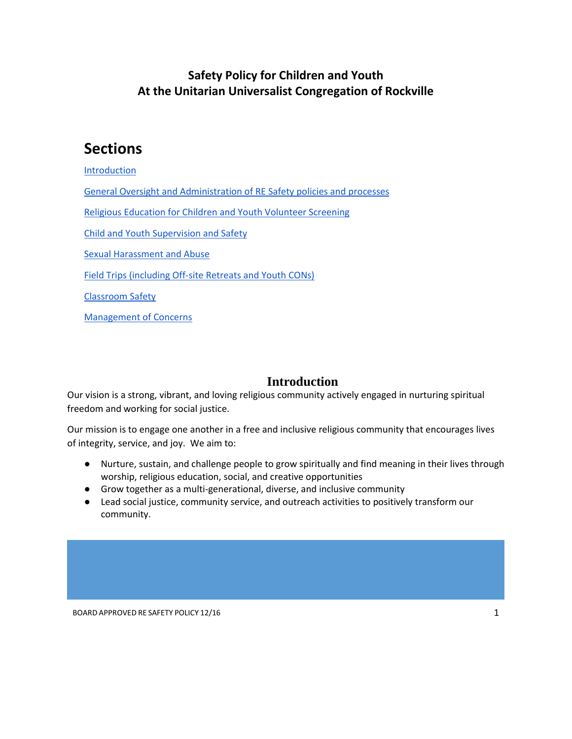# Safety Policy for Children and Youth
# At the Unitarian Universalist Congregation of Rockville

## Sections

Introduction

General Oversight and Administration of RE Safety policies and processes

Religious Education for Children and Youth Volunteer Screening

Child and Youth Supervision and Safety

Sexual Harassment and Abuse

Field Trips (including Off-site Retreats and Youth CONs)

Classroom Safety

Management of Concerns

## Introduction

Our vision is a strong, vibrant, and loving religious community actively engaged in nurturing spiritual freedom and working for social justice.

Our mission is to engage one another in a free and inclusive religious community that encourages lives of integrity, service, and joy. We aim to:

- Nurture, sustain, and challenge people to grow spiritually and find meaning in their lives through worship, religious education, social, and creative opportunities
- Grow together as a multi-generational, diverse, and inclusive community
- Lead social justice, community service, and outreach activities to positively transform our community.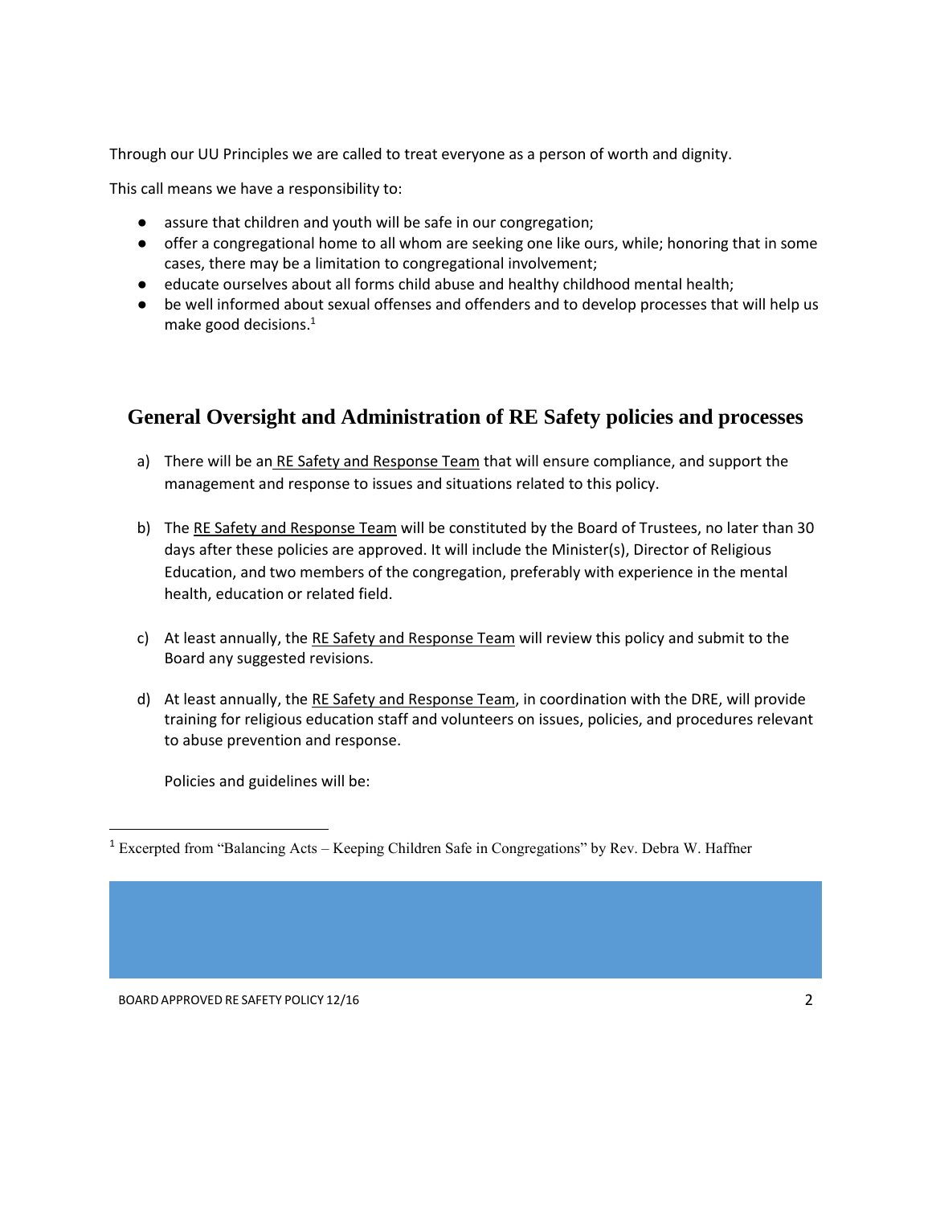Through our UU Principles we are called to treat everyone as a person of worth and dignity.

This call means we have a responsibility to:

- assure that children and youth will be safe in our congregation;
- offer a congregational home to all whom are seeking one like ours, while; honoring that in some cases, there may be a limitation to congregational involvement;
- educate ourselves about all forms child abuse and healthy childhood mental health;
- be well informed about sexual offenses and offenders and to develop processes that will help us make good decisions.[1]

## General Oversight and Administration of RE Safety policies and processes

a) There will be an RE Safety and Response Team that will ensure compliance, and support the management and response to issues and situations related to this policy.

b) The RE Safety and Response Team will be constituted by the Board of Trustees, no later than 30 days after these policies are approved. It will include the Minister(s), Director of Religious Education, and two members of the congregation, preferably with experience in the mental health, education or related field.

c) At least annually, the RE Safety and Response Team will review this policy and submit to the Board any suggested revisions.

d) At least annually, the RE Safety and Response Team, in coordination with the DRE, will provide training for religious education staff and volunteers on issues, policies, and procedures relevant to abuse prevention and response.

   Policies and guidelines will be:

[1] Excerpted from "Balancing Acts – Keeping Children Safe in Congregations" by Rev. Debra W. Haffner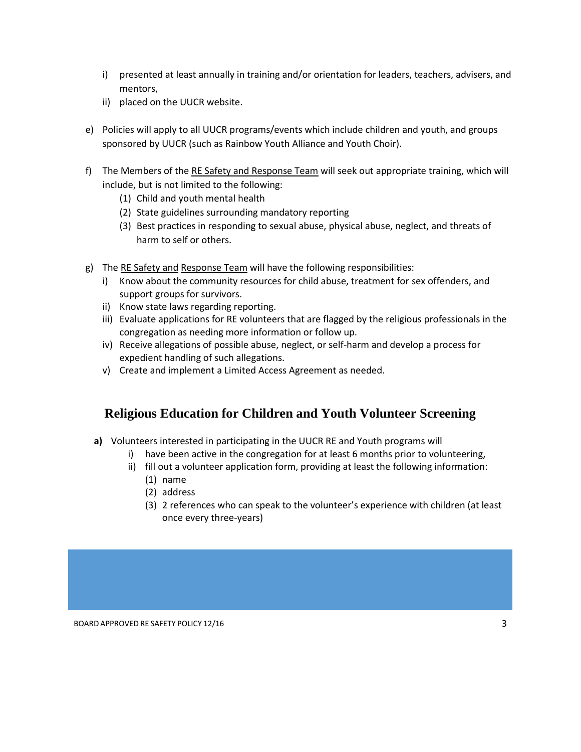i) presented at least annually in training and/or orientation for leaders, teachers, advisers, and mentors,
   ii) placed on the UUCR website.

e) Policies will apply to all UUCR programs/events which include children and youth, and groups sponsored by UUCR (such as Rainbow Youth Alliance and Youth Choir).

f) The Members of the RE Safety and Response Team will seek out appropriate training, which will include, but is not limited to the following:
   (1) Child and youth mental health
   (2) State guidelines surrounding mandatory reporting
   (3) Best practices in responding to sexual abuse, physical abuse, neglect, and threats of harm to self or others.

g) The RE Safety and Response Team will have the following responsibilities:
   i) Know about the community resources for child abuse, treatment for sex offenders, and support groups for survivors.
   ii) Know state laws regarding reporting.
   iii) Evaluate applications for RE volunteers that are flagged by the religious professionals in the congregation as needing more information or follow up.
   iv) Receive allegations of possible abuse, neglect, or self-harm and develop a process for expedient handling of such allegations.
   v) Create and implement a Limited Access Agreement as needed.

## Religious Education for Children and Youth Volunteer Screening

**a)** Volunteers interested in participating in the UUCR RE and Youth programs will
   i) have been active in the congregation for at least 6 months prior to volunteering,
   ii) fill out a volunteer application form, providing at least the following information:
      (1) name
      (2) address
      (3) 2 references who can speak to the volunteer's experience with children (at least once every three-years)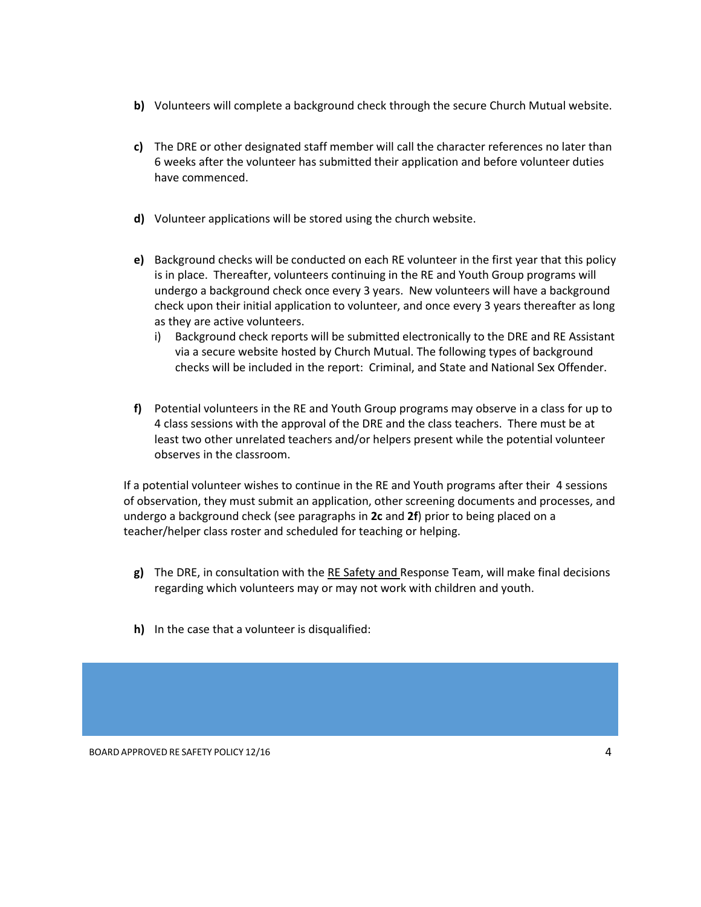**b)** Volunteers will complete a background check through the secure Church Mutual website.

**c)** The DRE or other designated staff member will call the character references no later than 6 weeks after the volunteer has submitted their application and before volunteer duties have commenced.

**d)** Volunteer applications will be stored using the church website.

**e)** Background checks will be conducted on each RE volunteer in the first year that this policy is in place. Thereafter, volunteers continuing in the RE and Youth Group programs will undergo a background check once every 3 years. New volunteers will have a background check upon their initial application to volunteer, and once every 3 years thereafter as long as they are active volunteers.

  i) Background check reports will be submitted electronically to the DRE and RE Assistant via a secure website hosted by Church Mutual. The following types of background checks will be included in the report: Criminal, and State and National Sex Offender.

**f)** Potential volunteers in the RE and Youth Group programs may observe in a class for up to 4 class sessions with the approval of the DRE and the class teachers. There must be at least two other unrelated teachers and/or helpers present while the potential volunteer observes in the classroom.

If a potential volunteer wishes to continue in the RE and Youth programs after their 4 sessions of observation, they must submit an application, other screening documents and processes, and undergo a background check (see paragraphs in **2c** and **2f**) prior to being placed on a teacher/helper class roster and scheduled for teaching or helping.

**g)** The DRE, in consultation with the RE Safety and Response Team, will make final decisions regarding which volunteers may or may not work with children and youth.

**h)** In the case that a volunteer is disqualified: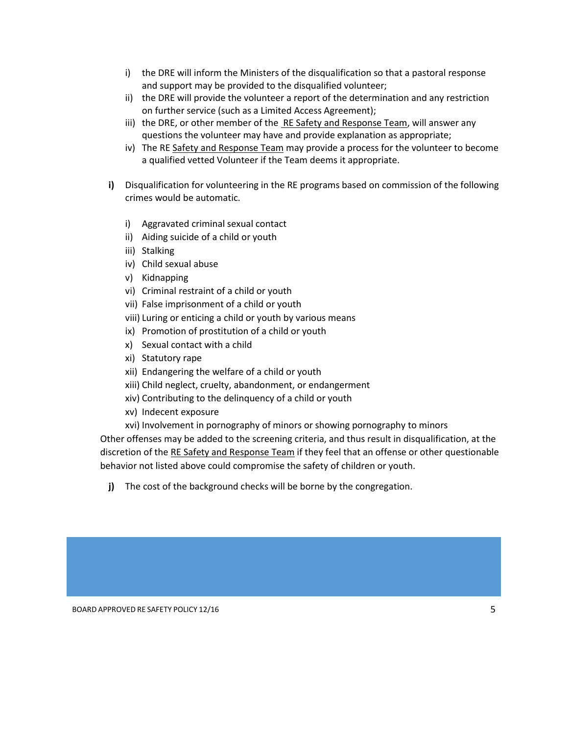i) the DRE will inform the Ministers of the disqualification so that a pastoral response and support may be provided to the disqualified volunteer;
ii) the DRE will provide the volunteer a report of the determination and any restriction on further service (such as a Limited Access Agreement);
iii) the DRE, or other member of the RE Safety and Response Team, will answer any questions the volunteer may have and provide explanation as appropriate;
iv) The RE Safety and Response Team may provide a process for the volunteer to become a qualified vetted Volunteer if the Team deems it appropriate.

**i)** Disqualification for volunteering in the RE programs based on commission of the following crimes would be automatic.

i) Aggravated criminal sexual contact
ii) Aiding suicide of a child or youth
iii) Stalking
iv) Child sexual abuse
v) Kidnapping
vi) Criminal restraint of a child or youth
vii) False imprisonment of a child or youth
viii) Luring or enticing a child or youth by various means
ix) Promotion of prostitution of a child or youth
x) Sexual contact with a child
xi) Statutory rape
xii) Endangering the welfare of a child or youth
xiii) Child neglect, cruelty, abandonment, or endangerment
xiv) Contributing to the delinquency of a child or youth
xv) Indecent exposure
xvi) Involvement in pornography of minors or showing pornography to minors

Other offenses may be added to the screening criteria, and thus result in disqualification, at the discretion of the RE Safety and Response Team if they feel that an offense or other questionable behavior not listed above could compromise the safety of children or youth.

**j)** The cost of the background checks will be borne by the congregation.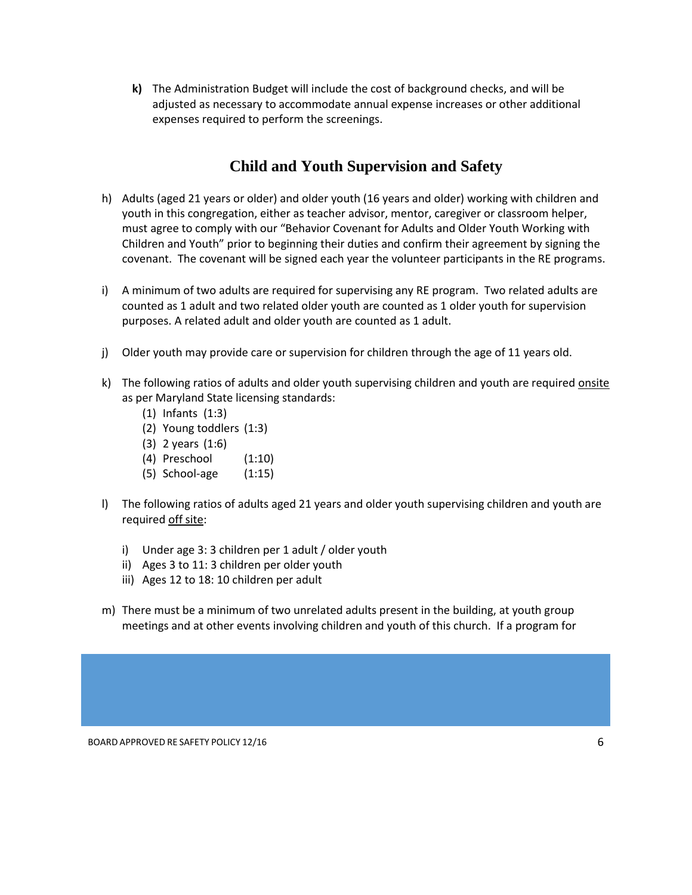**k)** The Administration Budget will include the cost of background checks, and will be adjusted as necessary to accommodate annual expense increases or other additional expenses required to perform the screenings.

## Child and Youth Supervision and Safety

h) Adults (aged 21 years or older) and older youth (16 years and older) working with children and youth in this congregation, either as teacher advisor, mentor, caregiver or classroom helper, must agree to comply with our "Behavior Covenant for Adults and Older Youth Working with Children and Youth" prior to beginning their duties and confirm their agreement by signing the covenant. The covenant will be signed each year the volunteer participants in the RE programs.

i) A minimum of two adults are required for supervising any RE program. Two related adults are counted as 1 adult and two related older youth are counted as 1 older youth for supervision purposes. A related adult and older youth are counted as 1 adult.

j) Older youth may provide care or supervision for children through the age of 11 years old.

k) The following ratios of adults and older youth supervising children and youth are required <u>onsite</u> as per Maryland State licensing standards:
   (1) Infants (1:3)
   (2) Young toddlers (1:3)
   (3) 2 years (1:6)
   (4) Preschool (1:10)
   (5) School-age (1:15)

l) The following ratios of adults aged 21 years and older youth supervising children and youth are required <u>off site</u>:

   i) Under age 3: 3 children per 1 adult / older youth
   ii) Ages 3 to 11: 3 children per older youth
   iii) Ages 12 to 18: 10 children per adult

m) There must be a minimum of two unrelated adults present in the building, at youth group meetings and at other events involving children and youth of this church. If a program for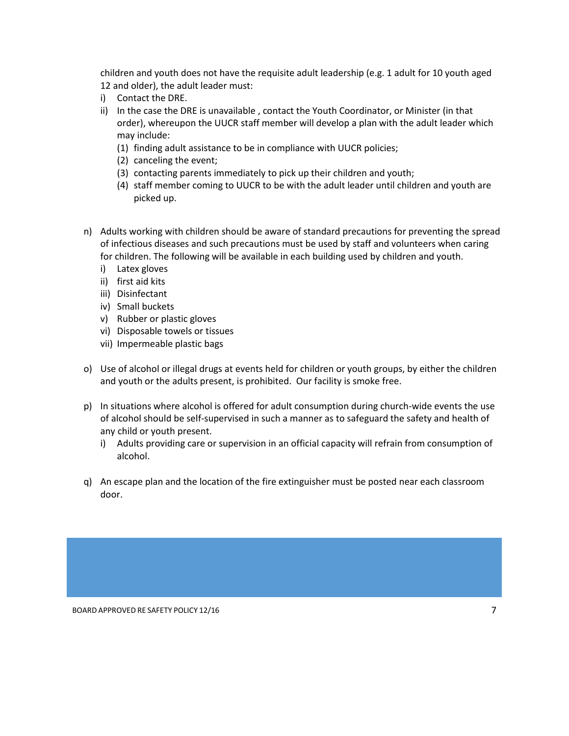children and youth does not have the requisite adult leadership (e.g. 1 adult for 10 youth aged 12 and older), the adult leader must:

- i) Contact the DRE.
- ii) In the case the DRE is unavailable , contact the Youth Coordinator, or Minister (in that order), whereupon the UUCR staff member will develop a plan with the adult leader which may include:
  - (1) finding adult assistance to be in compliance with UUCR policies;
  - (2) canceling the event;
  - (3) contacting parents immediately to pick up their children and youth;
  - (4) staff member coming to UUCR to be with the adult leader until children and youth are picked up.

n) Adults working with children should be aware of standard precautions for preventing the spread of infectious diseases and such precautions must be used by staff and volunteers when caring for children. The following will be available in each building used by children and youth.

- i) Latex gloves
- ii) first aid kits
- iii) Disinfectant
- iv) Small buckets
- v) Rubber or plastic gloves
- vi) Disposable towels or tissues
- vii) Impermeable plastic bags

o) Use of alcohol or illegal drugs at events held for children or youth groups, by either the children and youth or the adults present, is prohibited. Our facility is smoke free.

p) In situations where alcohol is offered for adult consumption during church-wide events the use of alcohol should be self-supervised in such a manner as to safeguard the safety and health of any child or youth present.

- i) Adults providing care or supervision in an official capacity will refrain from consumption of alcohol.

q) An escape plan and the location of the fire extinguisher must be posted near each classroom door.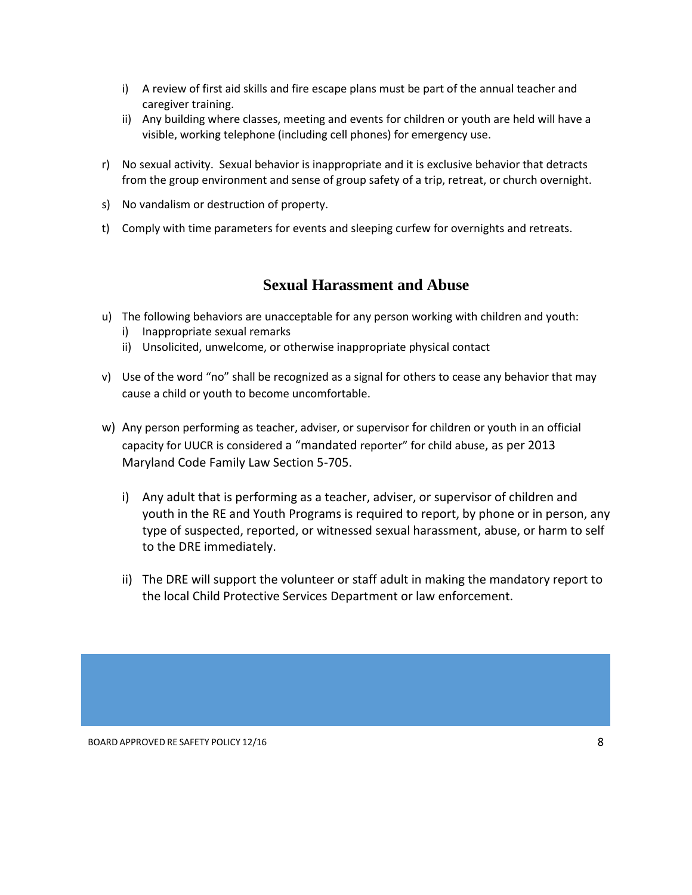- i) A review of first aid skills and fire escape plans must be part of the annual teacher and caregiver training.
   - ii) Any building where classes, meeting and events for children or youth are held will have a visible, working telephone (including cell phones) for emergency use.

- r) No sexual activity. Sexual behavior is inappropriate and it is exclusive behavior that detracts from the group environment and sense of group safety of a trip, retreat, or church overnight.
- s) No vandalism or destruction of property.
- t) Comply with time parameters for events and sleeping curfew for overnights and retreats.

## Sexual Harassment and Abuse

- u) The following behaviors are unacceptable for any person working with children and youth:
   - i) Inappropriate sexual remarks
   - ii) Unsolicited, unwelcome, or otherwise inappropriate physical contact
- v) Use of the word "no" shall be recognized as a signal for others to cease any behavior that may cause a child or youth to become uncomfortable.
- w) Any person performing as teacher, adviser, or supervisor for children or youth in an official capacity for UUCR is considered a "mandated reporter" for child abuse, as per 2013 Maryland Code Family Law Section 5-705.
   - i) Any adult that is performing as a teacher, adviser, or supervisor of children and youth in the RE and Youth Programs is required to report, by phone or in person, any type of suspected, reported, or witnessed sexual harassment, abuse, or harm to self to the DRE immediately.
   - ii) The DRE will support the volunteer or staff adult in making the mandatory report to the local Child Protective Services Department or law enforcement.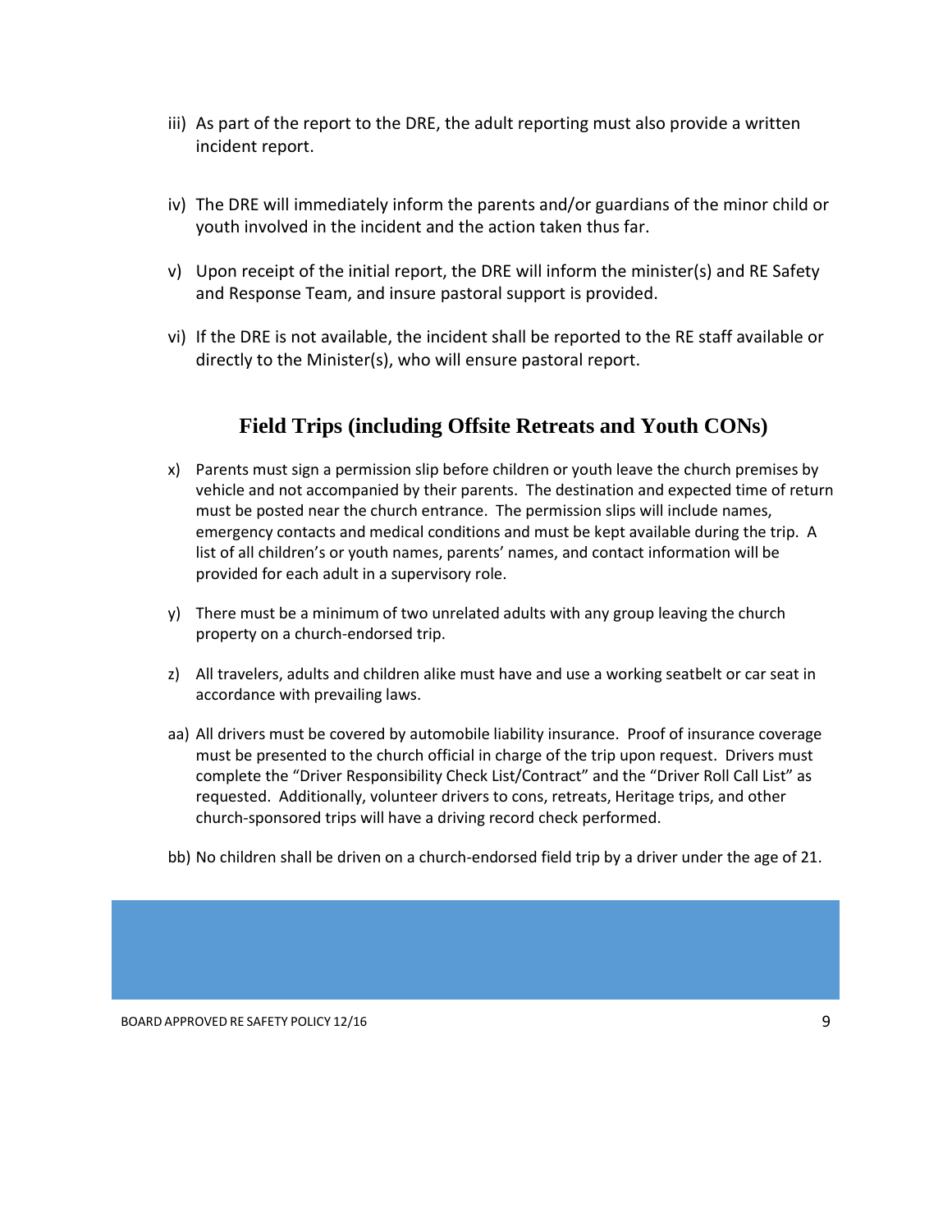iii) As part of the report to the DRE, the adult reporting must also provide a written incident report.

iv) The DRE will immediately inform the parents and/or guardians of the minor child or youth involved in the incident and the action taken thus far.

v) Upon receipt of the initial report, the DRE will inform the minister(s) and RE Safety and Response Team, and insure pastoral support is provided.

vi) If the DRE is not available, the incident shall be reported to the RE staff available or directly to the Minister(s), who will ensure pastoral report.

## Field Trips (including Offsite Retreats and Youth CONs)

x) Parents must sign a permission slip before children or youth leave the church premises by vehicle and not accompanied by their parents. The destination and expected time of return must be posted near the church entrance. The permission slips will include names, emergency contacts and medical conditions and must be kept available during the trip. A list of all children's or youth names, parents' names, and contact information will be provided for each adult in a supervisory role.

y) There must be a minimum of two unrelated adults with any group leaving the church property on a church-endorsed trip.

z) All travelers, adults and children alike must have and use a working seatbelt or car seat in accordance with prevailing laws.

aa) All drivers must be covered by automobile liability insurance. Proof of insurance coverage must be presented to the church official in charge of the trip upon request. Drivers must complete the "Driver Responsibility Check List/Contract" and the "Driver Roll Call List" as requested. Additionally, volunteer drivers to cons, retreats, Heritage trips, and other church-sponsored trips will have a driving record check performed.

bb) No children shall be driven on a church-endorsed field trip by a driver under the age of 21.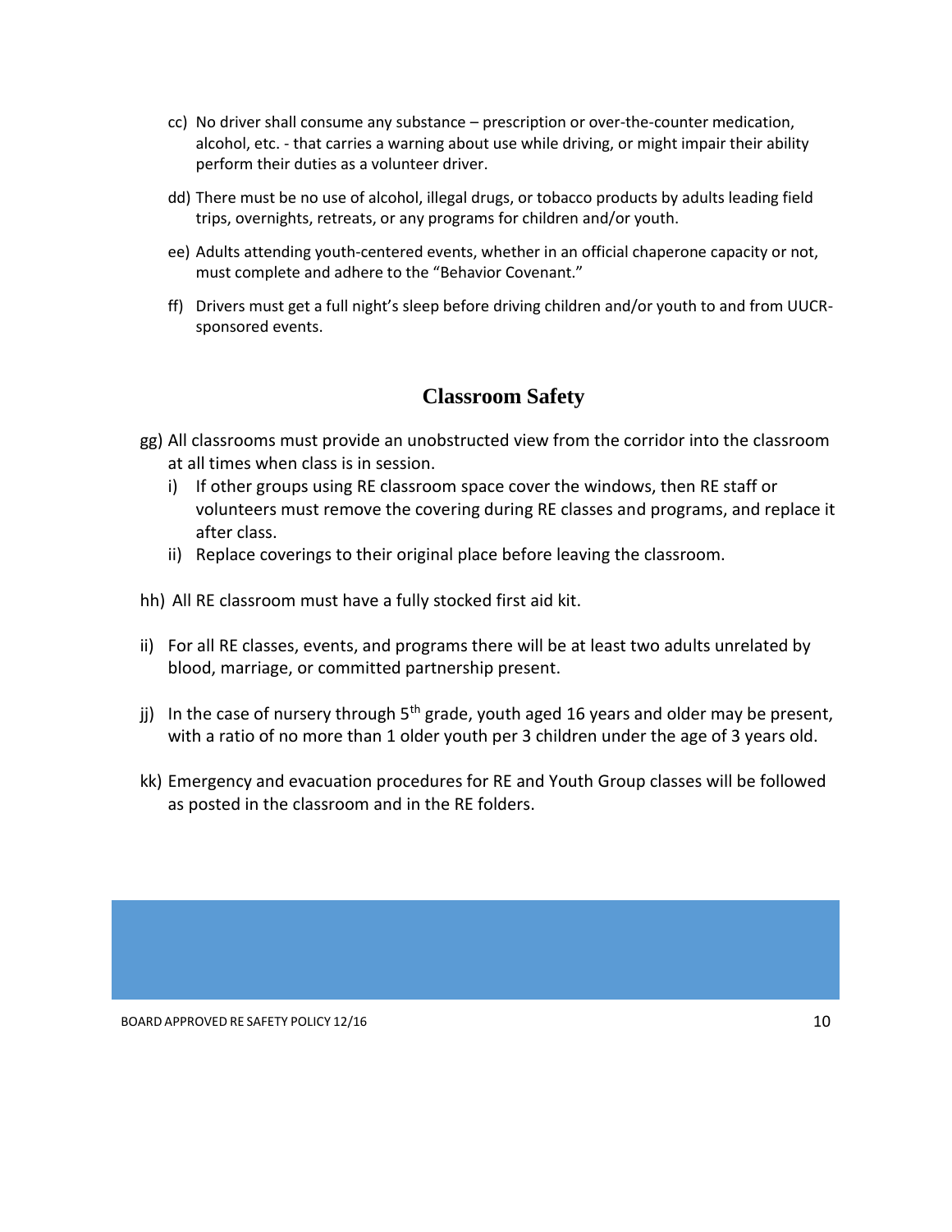cc) No driver shall consume any substance – prescription or over-the-counter medication, alcohol, etc. - that carries a warning about use while driving, or might impair their ability perform their duties as a volunteer driver.

dd) There must be no use of alcohol, illegal drugs, or tobacco products by adults leading field trips, overnights, retreats, or any programs for children and/or youth.

ee) Adults attending youth-centered events, whether in an official chaperone capacity or not, must complete and adhere to the "Behavior Covenant."

ff) Drivers must get a full night's sleep before driving children and/or youth to and from UUCR-sponsored events.

## Classroom Safety

gg) All classrooms must provide an unobstructed view from the corridor into the classroom at all times when class is in session.

- i) If other groups using RE classroom space cover the windows, then RE staff or volunteers must remove the covering during RE classes and programs, and replace it after class.
- ii) Replace coverings to their original place before leaving the classroom.

hh) All RE classroom must have a fully stocked first aid kit.

ii) For all RE classes, events, and programs there will be at least two adults unrelated by blood, marriage, or committed partnership present.

jj) In the case of nursery through 5th grade, youth aged 16 years and older may be present, with a ratio of no more than 1 older youth per 3 children under the age of 3 years old.

kk) Emergency and evacuation procedures for RE and Youth Group classes will be followed as posted in the classroom and in the RE folders.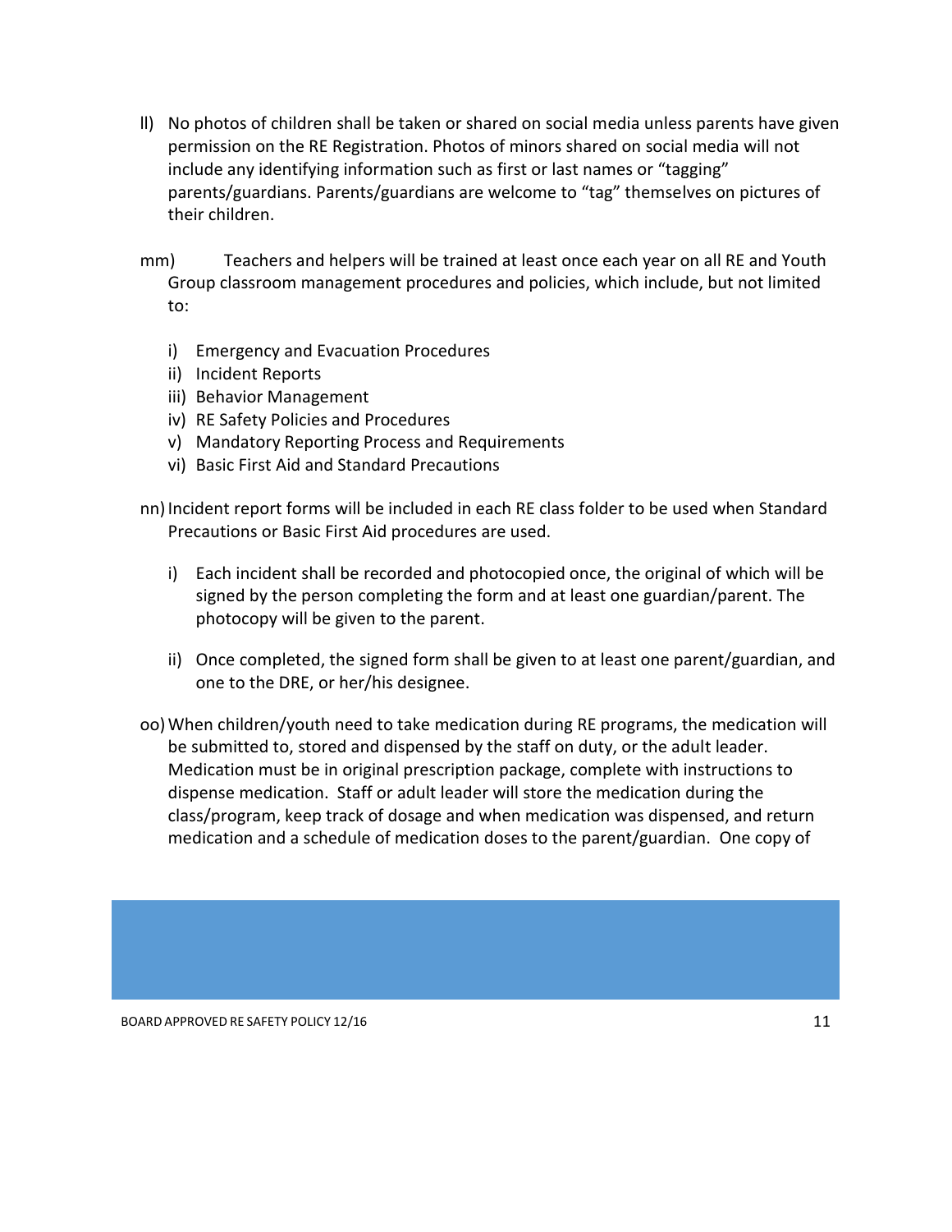ll) No photos of children shall be taken or shared on social media unless parents have given permission on the RE Registration. Photos of minors shared on social media will not include any identifying information such as first or last names or "tagging" parents/guardians. Parents/guardians are welcome to "tag" themselves on pictures of their children.

mm) Teachers and helpers will be trained at least once each year on all RE and Youth Group classroom management procedures and policies, which include, but not limited to:

   i) Emergency and Evacuation Procedures
   ii) Incident Reports
   iii) Behavior Management
   iv) RE Safety Policies and Procedures
   v) Mandatory Reporting Process and Requirements
   vi) Basic First Aid and Standard Precautions

nn) Incident report forms will be included in each RE class folder to be used when Standard Precautions or Basic First Aid procedures are used.

   i) Each incident shall be recorded and photocopied once, the original of which will be signed by the person completing the form and at least one guardian/parent. The photocopy will be given to the parent.

   ii) Once completed, the signed form shall be given to at least one parent/guardian, and one to the DRE, or her/his designee.

oo) When children/youth need to take medication during RE programs, the medication will be submitted to, stored and dispensed by the staff on duty, or the adult leader. Medication must be in original prescription package, complete with instructions to dispense medication. Staff or adult leader will store the medication during the class/program, keep track of dosage and when medication was dispensed, and return medication and a schedule of medication doses to the parent/guardian. One copy of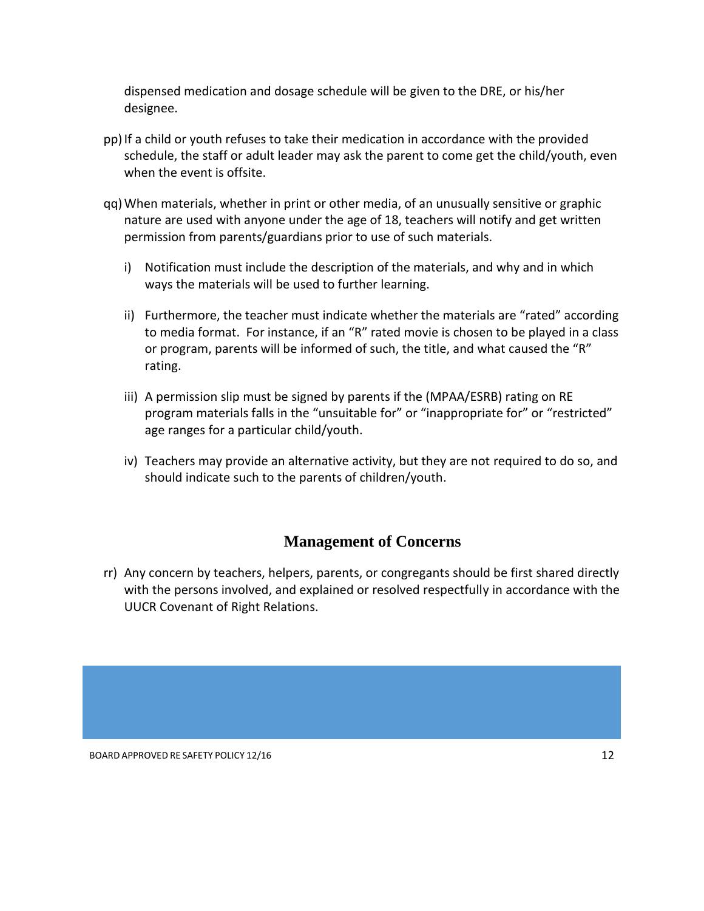dispensed medication and dosage schedule will be given to the DRE, or his/her designee.

pp) If a child or youth refuses to take their medication in accordance with the provided schedule, the staff or adult leader may ask the parent to come get the child/youth, even when the event is offsite.

qq) When materials, whether in print or other media, of an unusually sensitive or graphic nature are used with anyone under the age of 18, teachers will notify and get written permission from parents/guardians prior to use of such materials.

   i) Notification must include the description of the materials, and why and in which ways the materials will be used to further learning.

   ii) Furthermore, the teacher must indicate whether the materials are "rated" according to media format. For instance, if an "R" rated movie is chosen to be played in a class or program, parents will be informed of such, the title, and what caused the "R" rating.

   iii) A permission slip must be signed by parents if the (MPAA/ESRB) rating on RE program materials falls in the "unsuitable for" or "inappropriate for" or "restricted" age ranges for a particular child/youth.

   iv) Teachers may provide an alternative activity, but they are not required to do so, and should indicate such to the parents of children/youth.

## Management of Concerns

rr) Any concern by teachers, helpers, parents, or congregants should be first shared directly with the persons involved, and explained or resolved respectfully in accordance with the UUCR Covenant of Right Relations.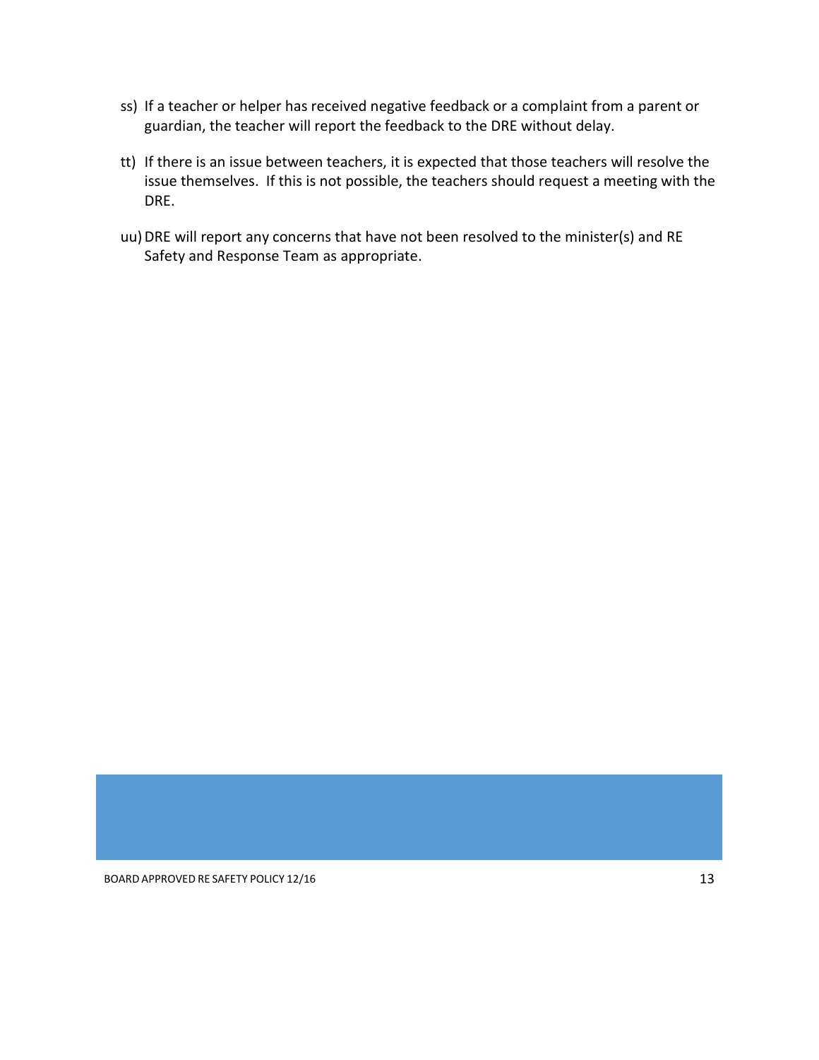ss) If a teacher or helper has received negative feedback or a complaint from a parent or guardian, the teacher will report the feedback to the DRE without delay.

tt) If there is an issue between teachers, it is expected that those teachers will resolve the issue themselves. If this is not possible, the teachers should request a meeting with the DRE.

uu) DRE will report any concerns that have not been resolved to the minister(s) and RE Safety and Response Team as appropriate.